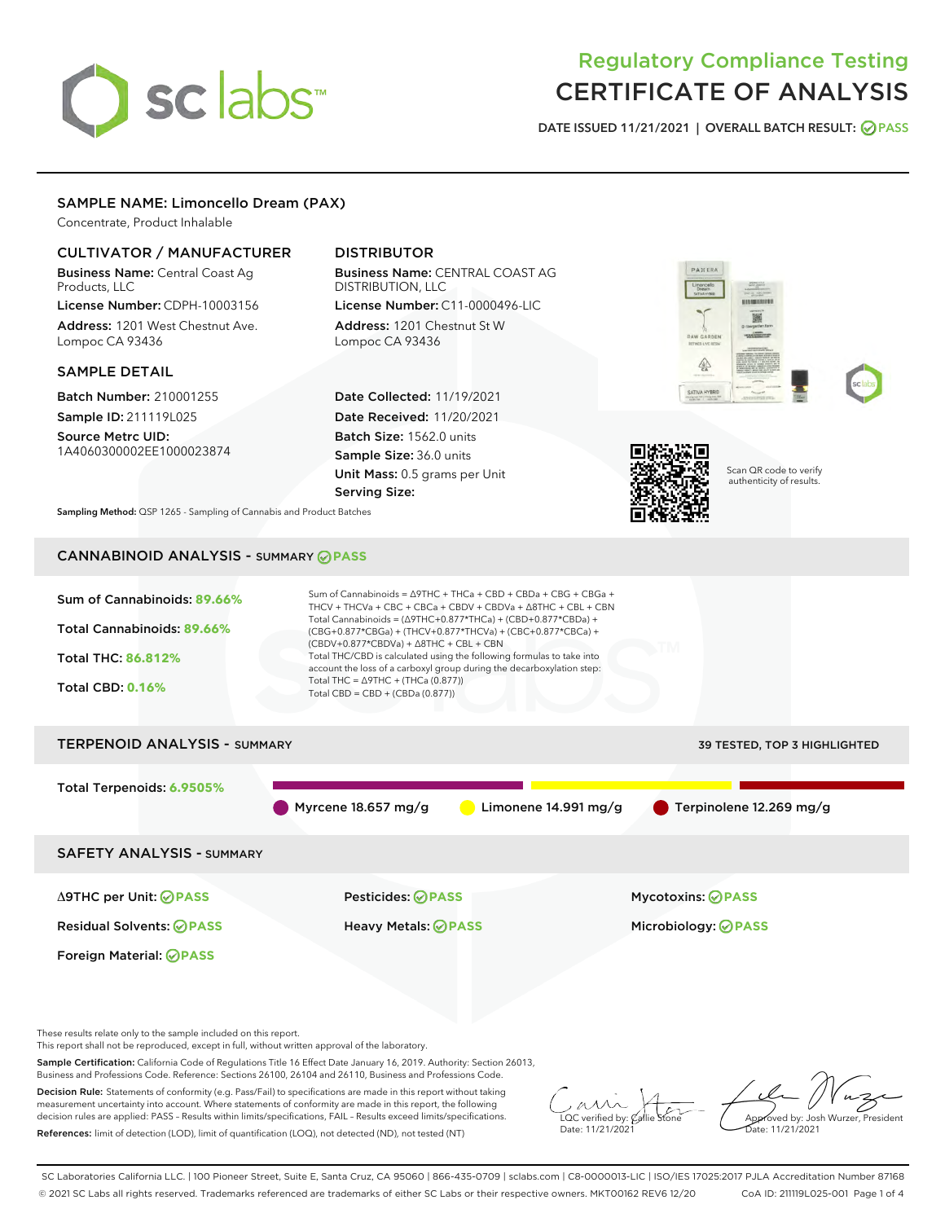# Regulatory Compliance Testing
# CERTIFICATE OF ANALYSIS

DATE ISSUED 11/21/2021 | OVERALL BATCH RESULT: PASS

## SAMPLE NAME: Limoncello Dream (PAX)

Concentrate, Product Inhalable

### CULTIVATOR / MANUFACTURER

**Business Name:** Central Coast Ag Products, LLC

**License Number:** CDPH-10003156

**Address:** 1201 West Chestnut Ave. Lompoc CA 93436

### DISTRIBUTOR

**Business Name:** CENTRAL COAST AG DISTRIBUTION, LLC

**License Number:** C11-0000496-LIC

**Address:** 1201 Chestnut St W Lompoc CA 93436

### SAMPLE DETAIL

**Batch Number:** 210001255

**Sample ID:** 211119L025

**Source Metrc UID:** 1A4060300002EE1000023874

**Date Collected:** 11/19/2021

**Date Received:** 11/20/2021

**Batch Size:** 1562.0 units

**Sample Size:** 36.0 units

**Unit Mass:** 0.5 grams per Unit

**Serving Size:**

Scan QR code to verify authenticity of results.

**Sampling Method:** QSP 1265 - Sampling of Cannabis and Product Batches

## CANNABINOID ANALYSIS - SUMMARY PASS

Sum of Cannabinoids: **89.66%**

Total Cannabinoids: **89.66%**

Total THC: **86.812%**

Total CBD: **0.16%**

Sum of Cannabinoids = Δ9THC + THCa + CBD + CBDa + CBG + CBGa + THCV + THCVa + CBC + CBCa + CBDV + CBDVa + Δ8THC + CBL + CBN
Total Cannabinoids = (Δ9THC+0.877*THCa) + (CBD+0.877*CBDa) + (CBG+0.877*CBGa) + (THCV+0.877*THCVa) + (CBC+0.877*CBCa) + (CBDV+0.877*CBDVa) + Δ8THC + CBL + CBN
Total THC/CBD is calculated using the following formulas to take into account the loss of a carboxyl group during the decarboxylation step:
Total THC = Δ9THC + (THCa (0.877))
Total CBD = CBD + (CBDa (0.877))

## TERPENOID ANALYSIS - SUMMARY

39 TESTED, TOP 3 HIGHLIGHTED

Total Terpenoids: **6.9505%**

Myrcene 18.657 mg/g | Limonene 14.991 mg/g | Terpinolene 12.269 mg/g

## SAFETY ANALYSIS - SUMMARY

| | | |
|---|---|---|
| Δ9THC per Unit: PASS | Pesticides: PASS | Mycotoxins: PASS |
| Residual Solvents: PASS | Heavy Metals: PASS | Microbiology: PASS |
| Foreign Material: PASS | | |

These results relate only to the sample included on this report.
This report shall not be reproduced, except in full, without written approval of the laboratory.

**Sample Certification:** California Code of Regulations Title 16 Effect Date January 16, 2019. Authority: Section 26013, Business and Professions Code. Reference: Sections 26100, 26104 and 26110, Business and Professions Code.

**Decision Rule:** Statements of conformity (e.g. Pass/Fail) to specifications are made in this report without taking measurement uncertainty into account. Where statements of conformity are made in this report, the following decision rules are applied: PASS – Results within limits/specifications, FAIL – Results exceed limits/specifications.

**References:** limit of detection (LOD), limit of quantification (LOQ), not detected (ND), not tested (NT)

LQC verified by: Callie Stone
Date: 11/21/2021

Approved by: Josh Wurzer, President
Date: 11/21/2021

SC Laboratories California LLC. | 100 Pioneer Street, Suite E, Santa Cruz, CA 95060 | 866-435-0709 | sclabs.com | C8-0000013-LIC | ISO/IES 17025:2017 PJLA Accreditation Number 87168
© 2021 SC Labs all rights reserved. Trademarks referenced are trademarks of either SC Labs or their respective owners. MKT00162 REV6 12/20 CoA ID: 211119L025-001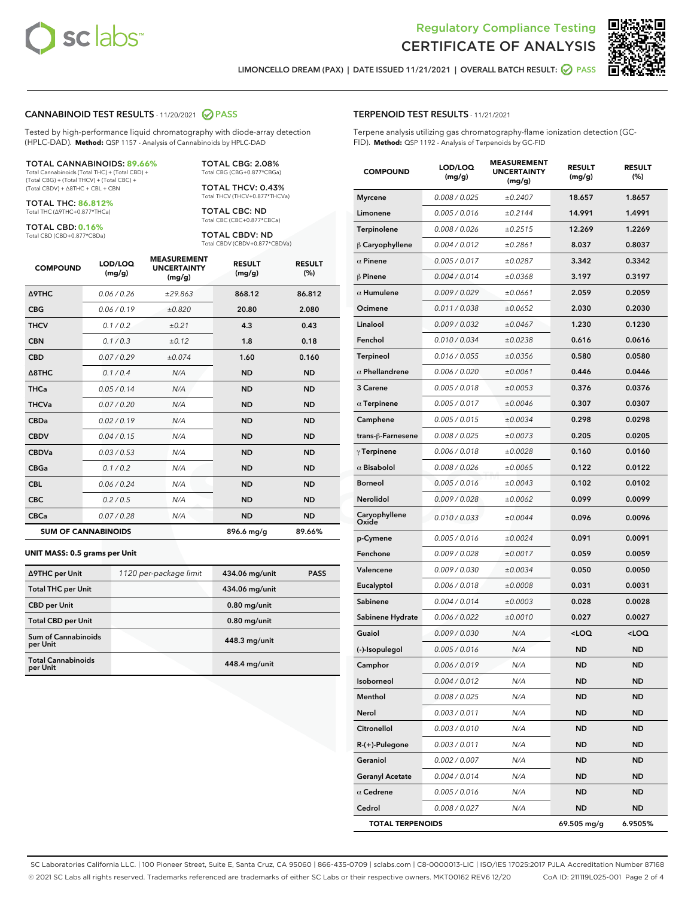Regulatory Compliance Testing

# CERTIFICATE OF ANALYSIS

LIMONCELLO DREAM (PAX) | DATE ISSUED 11/21/2021 | OVERALL BATCH RESULT: PASS

## CANNABINOID TEST RESULTS - 11/20/2021 PASS

Tested by high-performance liquid chromatography with diode-array detection (HPLC-DAD). **Method:** QSP 1157 - Analysis of Cannabinoids by HPLC-DAD

**TOTAL CANNABINOIDS: 89.66%**
Total Cannabinoids (Total THC) + (Total CBD) + (Total CBG) + (Total THCV) + (Total CBC) + (Total CBDV) + ∆8THC + CBL + CBN

**TOTAL THC: 86.812%**
Total THC (∆9THC+0.877*THCa)

**TOTAL CBD: 0.16%**
Total CBD (CBD+0.877*CBDa)

**TOTAL CBG: 2.08%**
Total CBG (CBG+0.877*CBGa)

**TOTAL THCV: 0.43%**
Total THCV (THCV+0.877*THCVa)

**TOTAL CBC: ND**
Total CBC (CBC+0.877*CBCa)

**TOTAL CBDV: ND**
Total CBDV (CBDV+0.877*CBDVa)

| COMPOUND | LOD/LOQ (mg/g) | MEASUREMENT UNCERTAINTY (mg/g) | RESULT (mg/g) | RESULT (%) |
|---|---|---|---|---|
| ∆9THC | 0.06 / 0.26 | ±29.863 | 868.12 | 86.812 |
| CBG | 0.06 / 0.19 | ±0.820 | 20.80 | 2.080 |
| THCV | 0.1 / 0.2 | ±0.21 | 4.3 | 0.43 |
| CBN | 0.1 / 0.3 | ±0.12 | 1.8 | 0.18 |
| CBD | 0.07 / 0.29 | ±0.074 | 1.60 | 0.160 |
| ∆8THC | 0.1 / 0.4 | N/A | ND | ND |
| THCa | 0.05 / 0.14 | N/A | ND | ND |
| THCVa | 0.07 / 0.20 | N/A | ND | ND |
| CBDa | 0.02 / 0.19 | N/A | ND | ND |
| CBDV | 0.04 / 0.15 | N/A | ND | ND |
| CBDVa | 0.03 / 0.53 | N/A | ND | ND |
| CBGa | 0.1 / 0.2 | N/A | ND | ND |
| CBL | 0.06 / 0.24 | N/A | ND | ND |
| CBC | 0.2 / 0.5 | N/A | ND | ND |
| CBCa | 0.07 / 0.28 | N/A | ND | ND |
| **SUM OF CANNABINOIDS** | | | 896.6 mg/g | 89.66% |

**UNIT MASS: 0.5 grams per Unit**

| | | | |
|---|---|---|---|
| ∆9THC per Unit | 1120 per-package limit | 434.06 mg/unit | PASS |
| Total THC per Unit | | 434.06 mg/unit | |
| CBD per Unit | | 0.80 mg/unit | |
| Total CBD per Unit | | 0.80 mg/unit | |
| Sum of Cannabinoids per Unit | | 448.3 mg/unit | |
| Total Cannabinoids per Unit | | 448.4 mg/unit | |

## TERPENOID TEST RESULTS - 11/21/2021

Terpene analysis utilizing gas chromatography-flame ionization detection (GC-FID). **Method:** QSP 1192 - Analysis of Terpenoids by GC-FID

| COMPOUND | LOD/LOQ (mg/g) | MEASUREMENT UNCERTAINTY (mg/g) | RESULT (mg/g) | RESULT (%) |
|---|---|---|---|---|
| Myrcene | 0.008 / 0.025 | ±0.2407 | 18.657 | 1.8657 |
| Limonene | 0.005 / 0.016 | ±0.2144 | 14.991 | 1.4991 |
| Terpinolene | 0.008 / 0.026 | ±0.2515 | 12.269 | 1.2269 |
| β Caryophyllene | 0.004 / 0.012 | ±0.2861 | 8.037 | 0.8037 |
| α Pinene | 0.005 / 0.017 | ±0.0287 | 3.342 | 0.3342 |
| β Pinene | 0.004 / 0.014 | ±0.0368 | 3.197 | 0.3197 |
| α Humulene | 0.009 / 0.029 | ±0.0661 | 2.059 | 0.2059 |
| Ocimene | 0.011 / 0.038 | ±0.0652 | 2.030 | 0.2030 |
| Linalool | 0.009 / 0.032 | ±0.0467 | 1.230 | 0.1230 |
| Fenchol | 0.010 / 0.034 | ±0.0238 | 0.616 | 0.0616 |
| Terpineol | 0.016 / 0.055 | ±0.0356 | 0.580 | 0.0580 |
| α Phellandrene | 0.006 / 0.020 | ±0.0061 | 0.446 | 0.0446 |
| 3 Carene | 0.005 / 0.018 | ±0.0053 | 0.376 | 0.0376 |
| α Terpinene | 0.005 / 0.017 | ±0.0046 | 0.307 | 0.0307 |
| Camphene | 0.005 / 0.015 | ±0.0034 | 0.298 | 0.0298 |
| trans-β-Farnesene | 0.008 / 0.025 | ±0.0073 | 0.205 | 0.0205 |
| γ Terpinene | 0.006 / 0.018 | ±0.0028 | 0.160 | 0.0160 |
| α Bisabolol | 0.008 / 0.026 | ±0.0065 | 0.122 | 0.0122 |
| Borneol | 0.005 / 0.016 | ±0.0043 | 0.102 | 0.0102 |
| Nerolidol | 0.009 / 0.028 | ±0.0062 | 0.099 | 0.0099 |
| Caryophyllene Oxide | 0.010 / 0.033 | ±0.0044 | 0.096 | 0.0096 |
| p-Cymene | 0.005 / 0.016 | ±0.0024 | 0.091 | 0.0091 |
| Fenchone | 0.009 / 0.028 | ±0.0017 | 0.059 | 0.0059 |
| Valencene | 0.009 / 0.030 | ±0.0034 | 0.050 | 0.0050 |
| Eucalyptol | 0.006 / 0.018 | ±0.0008 | 0.031 | 0.0031 |
| Sabinene | 0.004 / 0.014 | ±0.0003 | 0.028 | 0.0028 |
| Sabinene Hydrate | 0.006 / 0.022 | ±0.0010 | 0.027 | 0.0027 |
| Guaiol | 0.009 / 0.030 | N/A | <LOQ | <LOQ |
| (-)-Isopulegol | 0.005 / 0.016 | N/A | ND | ND |
| Camphor | 0.006 / 0.019 | N/A | ND | ND |
| Isoborneol | 0.004 / 0.012 | N/A | ND | ND |
| Menthol | 0.008 / 0.025 | N/A | ND | ND |
| Nerol | 0.003 / 0.011 | N/A | ND | ND |
| Citronellol | 0.003 / 0.010 | N/A | ND | ND |
| R-(+)-Pulegone | 0.003 / 0.011 | N/A | ND | ND |
| Geraniol | 0.002 / 0.007 | N/A | ND | ND |
| Geranyl Acetate | 0.004 / 0.014 | N/A | ND | ND |
| α Cedrene | 0.005 / 0.016 | N/A | ND | ND |
| Cedrol | 0.008 / 0.027 | N/A | ND | ND |
| **TOTAL TERPENOIDS** | | | 69.505 mg/g | 6.9505% |

SC Laboratories California LLC. | 100 Pioneer Street, Suite E, Santa Cruz, CA 95060 | 866-435-0709 | sclabs.com | C8-0000013-LIC | ISO/IES 17025:2017 PJLA Accreditation Number 87168
© 2021 SC Labs all rights reserved. Trademarks referenced are trademarks of either SC Labs or their respective owners. MKT00162 REV6 12/20 CoA ID: 211119L025-001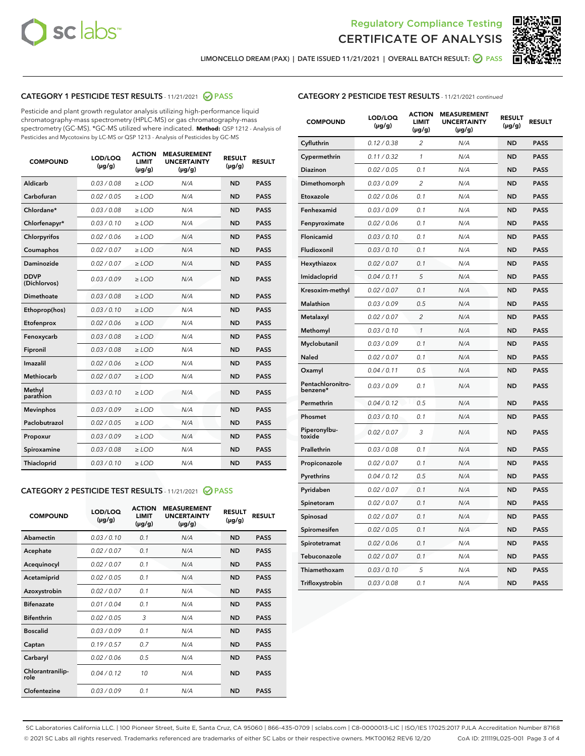Regulatory Compliance Testing
CERTIFICATE OF ANALYSIS

LIMONCELLO DREAM (PAX) | DATE ISSUED 11/21/2021 | OVERALL BATCH RESULT: PASS

## CATEGORY 1 PESTICIDE TEST RESULTS - 11/21/2021 PASS

Pesticide and plant growth regulator analysis utilizing high-performance liquid chromatography-mass spectrometry (HPLC-MS) or gas chromatography-mass spectrometry (GC-MS). *GC-MS utilized where indicated. **Method:** QSP 1212 - Analysis of Pesticides and Mycotoxins by LC-MS or QSP 1213 - Analysis of Pesticides by GC-MS

| COMPOUND | LOD/LOQ (µg/g) | ACTION LIMIT (µg/g) | MEASUREMENT UNCERTAINTY (µg/g) | RESULT (µg/g) | RESULT |
|---|---|---|---|---|---|
| Aldicarb | 0.03 / 0.08 | ≥ LOD | N/A | ND | PASS |
| Carbofuran | 0.02 / 0.05 | ≥ LOD | N/A | ND | PASS |
| Chlordane* | 0.03 / 0.08 | ≥ LOD | N/A | ND | PASS |
| Chlorfenapyr* | 0.03 / 0.10 | ≥ LOD | N/A | ND | PASS |
| Chlorpyrifos | 0.02 / 0.06 | ≥ LOD | N/A | ND | PASS |
| Coumaphos | 0.02 / 0.07 | ≥ LOD | N/A | ND | PASS |
| Daminozide | 0.02 / 0.07 | ≥ LOD | N/A | ND | PASS |
| DDVP (Dichlorvos) | 0.03 / 0.09 | ≥ LOD | N/A | ND | PASS |
| Dimethoate | 0.03 / 0.08 | ≥ LOD | N/A | ND | PASS |
| Ethoprop(hos) | 0.03 / 0.10 | ≥ LOD | N/A | ND | PASS |
| Etofenprox | 0.02 / 0.06 | ≥ LOD | N/A | ND | PASS |
| Fenoxycarb | 0.03 / 0.08 | ≥ LOD | N/A | ND | PASS |
| Fipronil | 0.03 / 0.08 | ≥ LOD | N/A | ND | PASS |
| Imazalil | 0.02 / 0.06 | ≥ LOD | N/A | ND | PASS |
| Methiocarb | 0.02 / 0.07 | ≥ LOD | N/A | ND | PASS |
| Methyl parathion | 0.03 / 0.10 | ≥ LOD | N/A | ND | PASS |
| Mevinphos | 0.03 / 0.09 | ≥ LOD | N/A | ND | PASS |
| Paclobutrazol | 0.02 / 0.05 | ≥ LOD | N/A | ND | PASS |
| Propoxur | 0.03 / 0.09 | ≥ LOD | N/A | ND | PASS |
| Spiroxamine | 0.03 / 0.08 | ≥ LOD | N/A | ND | PASS |
| Thiacloprid | 0.03 / 0.10 | ≥ LOD | N/A | ND | PASS |

## CATEGORY 2 PESTICIDE TEST RESULTS - 11/21/2021 PASS

| COMPOUND | LOD/LOQ (µg/g) | ACTION LIMIT (µg/g) | MEASUREMENT UNCERTAINTY (µg/g) | RESULT (µg/g) | RESULT |
|---|---|---|---|---|---|
| Abamectin | 0.03 / 0.10 | 0.1 | N/A | ND | PASS |
| Acephate | 0.02 / 0.07 | 0.1 | N/A | ND | PASS |
| Acequinocyl | 0.02 / 0.07 | 0.1 | N/A | ND | PASS |
| Acetamiprid | 0.02 / 0.05 | 0.1 | N/A | ND | PASS |
| Azoxystrobin | 0.02 / 0.07 | 0.1 | N/A | ND | PASS |
| Bifenazate | 0.01 / 0.04 | 0.1 | N/A | ND | PASS |
| Bifenthrin | 0.02 / 0.05 | 3 | N/A | ND | PASS |
| Boscalid | 0.03 / 0.09 | 0.1 | N/A | ND | PASS |
| Captan | 0.19 / 0.57 | 0.7 | N/A | ND | PASS |
| Carbaryl | 0.02 / 0.06 | 0.5 | N/A | ND | PASS |
| Chlorantraniliprole | 0.04 / 0.12 | 10 | N/A | ND | PASS |
| Clofentezine | 0.03 / 0.09 | 0.1 | N/A | ND | PASS |
| Cyfluthrin | 0.12 / 0.38 | 2 | N/A | ND | PASS |
| Cypermethrin | 0.11 / 0.32 | 1 | N/A | ND | PASS |
| Diazinon | 0.02 / 0.05 | 0.1 | N/A | ND | PASS |
| Dimethomorph | 0.03 / 0.09 | 2 | N/A | ND | PASS |
| Etoxazole | 0.02 / 0.06 | 0.1 | N/A | ND | PASS |
| Fenhexamid | 0.03 / 0.09 | 0.1 | N/A | ND | PASS |
| Fenpyroximate | 0.02 / 0.06 | 0.1 | N/A | ND | PASS |
| Flonicamid | 0.03 / 0.10 | 0.1 | N/A | ND | PASS |
| Fludioxonil | 0.03 / 0.10 | 0.1 | N/A | ND | PASS |
| Hexythiazox | 0.02 / 0.07 | 0.1 | N/A | ND | PASS |
| Imidacloprid | 0.04 / 0.11 | 5 | N/A | ND | PASS |
| Kresoxim-methyl | 0.02 / 0.07 | 0.1 | N/A | ND | PASS |
| Malathion | 0.03 / 0.09 | 0.5 | N/A | ND | PASS |
| Metalaxyl | 0.02 / 0.07 | 2 | N/A | ND | PASS |
| Methomyl | 0.03 / 0.10 | 1 | N/A | ND | PASS |
| Myclobutanil | 0.03 / 0.09 | 0.1 | N/A | ND | PASS |
| Naled | 0.02 / 0.07 | 0.1 | N/A | ND | PASS |
| Oxamyl | 0.04 / 0.11 | 0.5 | N/A | ND | PASS |
| Pentachloronitrobenzene* | 0.03 / 0.09 | 0.1 | N/A | ND | PASS |
| Permethrin | 0.04 / 0.12 | 0.5 | N/A | ND | PASS |
| Phosmet | 0.03 / 0.10 | 0.1 | N/A | ND | PASS |
| Piperonylbutoxide | 0.02 / 0.07 | 3 | N/A | ND | PASS |
| Prallethrin | 0.03 / 0.08 | 0.1 | N/A | ND | PASS |
| Propiconazole | 0.02 / 0.07 | 0.1 | N/A | ND | PASS |
| Pyrethrins | 0.04 / 0.12 | 0.5 | N/A | ND | PASS |
| Pyridaben | 0.02 / 0.07 | 0.1 | N/A | ND | PASS |
| Spinetoram | 0.02 / 0.07 | 0.1 | N/A | ND | PASS |
| Spinosad | 0.02 / 0.07 | 0.1 | N/A | ND | PASS |
| Spiromesifen | 0.02 / 0.05 | 0.1 | N/A | ND | PASS |
| Spirotetramat | 0.02 / 0.06 | 0.1 | N/A | ND | PASS |
| Tebuconazole | 0.02 / 0.07 | 0.1 | N/A | ND | PASS |
| Thiamethoxam | 0.03 / 0.10 | 5 | N/A | ND | PASS |
| Trifloxystrobin | 0.03 / 0.08 | 0.1 | N/A | ND | PASS |

SC Laboratories California LLC. | 100 Pioneer Street, Suite E, Santa Cruz, CA 95060 | 866-435-0709 | sclabs.com | C8-0000013-LIC | ISO/IES 17025:2017 PJLA Accreditation Number 87168
© 2021 SC Labs all rights reserved. Trademarks referenced are trademarks of either SC Labs or their respective owners. MKT00162 REV6 12/20 CoA ID: 211119L025-001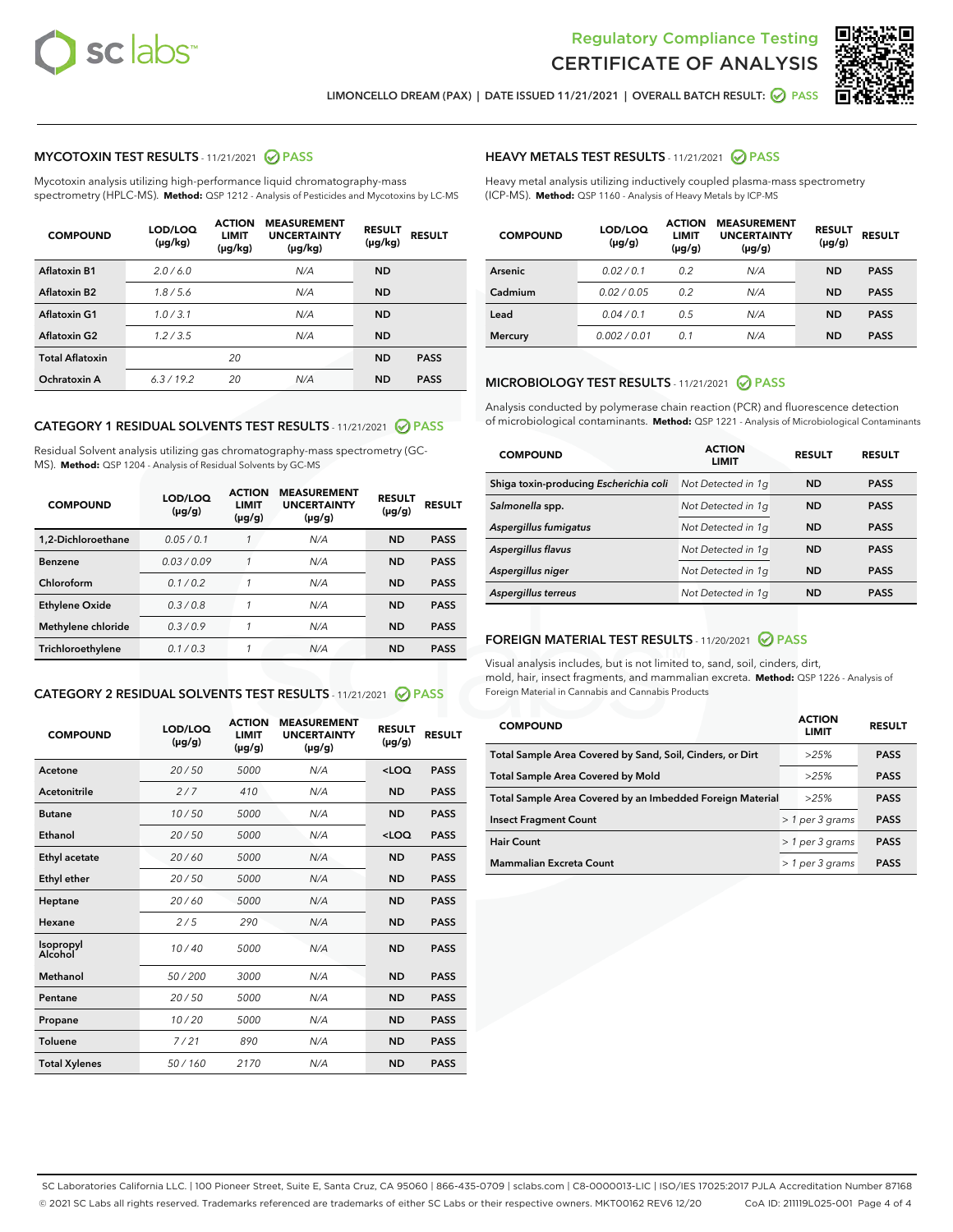Regulatory Compliance Testing

# CERTIFICATE OF ANALYSIS

LIMONCELLO DREAM (PAX) | DATE ISSUED 11/21/2021 | OVERALL BATCH RESULT: PASS

## MYCOTOXIN TEST RESULTS - 11/21/2021 PASS

Mycotoxin analysis utilizing high-performance liquid chromatography-mass spectrometry (HPLC-MS). **Method:** QSP 1212 - Analysis of Pesticides and Mycotoxins by LC-MS

| COMPOUND | LOD/LOQ (µg/kg) | ACTION LIMIT (µg/kg) | MEASUREMENT UNCERTAINTY (µg/kg) | RESULT (µg/kg) | RESULT |
|---|---|---|---|---|---|
| Aflatoxin B1 | 2.0 / 6.0 | | N/A | ND | |
| Aflatoxin B2 | 1.8 / 5.6 | | N/A | ND | |
| Aflatoxin G1 | 1.0 / 3.1 | | N/A | ND | |
| Aflatoxin G2 | 1.2 / 3.5 | | N/A | ND | |
| Total Aflatoxin | | 20 | | ND | PASS |
| Ochratoxin A | 6.3 / 19.2 | 20 | N/A | ND | PASS |

## CATEGORY 1 RESIDUAL SOLVENTS TEST RESULTS - 11/21/2021 PASS

Residual Solvent analysis utilizing gas chromatography-mass spectrometry (GC-MS). **Method:** QSP 1204 - Analysis of Residual Solvents by GC-MS

| COMPOUND | LOD/LOQ (µg/g) | ACTION LIMIT (µg/g) | MEASUREMENT UNCERTAINTY (µg/g) | RESULT (µg/g) | RESULT |
|---|---|---|---|---|---|
| 1,2-Dichloroethane | 0.05 / 0.1 | 1 | N/A | ND | PASS |
| Benzene | 0.03 / 0.09 | 1 | N/A | ND | PASS |
| Chloroform | 0.1 / 0.2 | 1 | N/A | ND | PASS |
| Ethylene Oxide | 0.3 / 0.8 | 1 | N/A | ND | PASS |
| Methylene chloride | 0.3 / 0.9 | 1 | N/A | ND | PASS |
| Trichloroethylene | 0.1 / 0.3 | 1 | N/A | ND | PASS |

## CATEGORY 2 RESIDUAL SOLVENTS TEST RESULTS - 11/21/2021 PASS

| COMPOUND | LOD/LOQ (µg/g) | ACTION LIMIT (µg/g) | MEASUREMENT UNCERTAINTY (µg/g) | RESULT (µg/g) | RESULT |
|---|---|---|---|---|---|
| Acetone | 20 / 50 | 5000 | N/A | <LOQ | PASS |
| Acetonitrile | 2 / 7 | 410 | N/A | ND | PASS |
| Butane | 10 / 50 | 5000 | N/A | ND | PASS |
| Ethanol | 20 / 50 | 5000 | N/A | <LOQ | PASS |
| Ethyl acetate | 20 / 60 | 5000 | N/A | ND | PASS |
| Ethyl ether | 20 / 50 | 5000 | N/A | ND | PASS |
| Heptane | 20 / 60 | 5000 | N/A | ND | PASS |
| Hexane | 2 / 5 | 290 | N/A | ND | PASS |
| Isopropyl Alcohol | 10 / 40 | 5000 | N/A | ND | PASS |
| Methanol | 50 / 200 | 3000 | N/A | ND | PASS |
| Pentane | 20 / 50 | 5000 | N/A | ND | PASS |
| Propane | 10 / 20 | 5000 | N/A | ND | PASS |
| Toluene | 7 / 21 | 890 | N/A | ND | PASS |
| Total Xylenes | 50 / 160 | 2170 | N/A | ND | PASS |

## HEAVY METALS TEST RESULTS - 11/21/2021 PASS

Heavy metal analysis utilizing inductively coupled plasma-mass spectrometry (ICP-MS). **Method:** QSP 1160 - Analysis of Heavy Metals by ICP-MS

| COMPOUND | LOD/LOQ (µg/g) | ACTION LIMIT (µg/g) | MEASUREMENT UNCERTAINTY (µg/g) | RESULT (µg/g) | RESULT |
|---|---|---|---|---|---|
| Arsenic | 0.02 / 0.1 | 0.2 | N/A | ND | PASS |
| Cadmium | 0.02 / 0.05 | 0.2 | N/A | ND | PASS |
| Lead | 0.04 / 0.1 | 0.5 | N/A | ND | PASS |
| Mercury | 0.002 / 0.01 | 0.1 | N/A | ND | PASS |

## MICROBIOLOGY TEST RESULTS - 11/21/2021 PASS

Analysis conducted by polymerase chain reaction (PCR) and fluorescence detection of microbiological contaminants. **Method:** QSP 1221 - Analysis of Microbiological Contaminants

| COMPOUND | ACTION LIMIT | RESULT | RESULT |
|---|---|---|---|
| Shiga toxin-producing *Escherichia coli* | Not Detected in 1g | ND | PASS |
| *Salmonella* spp. | Not Detected in 1g | ND | PASS |
| *Aspergillus fumigatus* | Not Detected in 1g | ND | PASS |
| *Aspergillus flavus* | Not Detected in 1g | ND | PASS |
| *Aspergillus niger* | Not Detected in 1g | ND | PASS |
| *Aspergillus terreus* | Not Detected in 1g | ND | PASS |

## FOREIGN MATERIAL TEST RESULTS - 11/20/2021 PASS

Visual analysis includes, but is not limited to, sand, soil, cinders, dirt, mold, hair, insect fragments, and mammalian excreta. **Method:** QSP 1226 - Analysis of Foreign Material in Cannabis and Cannabis Products

| COMPOUND | ACTION LIMIT | RESULT |
|---|---|---|
| Total Sample Area Covered by Sand, Soil, Cinders, or Dirt | >25% | PASS |
| Total Sample Area Covered by Mold | >25% | PASS |
| Total Sample Area Covered by an Imbedded Foreign Material | >25% | PASS |
| Insect Fragment Count | > 1 per 3 grams | PASS |
| Hair Count | > 1 per 3 grams | PASS |
| Mammalian Excreta Count | > 1 per 3 grams | PASS |

SC Laboratories California LLC. | 100 Pioneer Street, Suite E, Santa Cruz, CA 95060 | 866-435-0709 | sclabs.com | C8-0000013-LIC | ISO/IES 17025:2017 PJLA Accreditation Number 87168
© 2021 SC Labs all rights reserved. Trademarks referenced are trademarks of either SC Labs or their respective owners. MKT00162 REV6 12/20 CoA ID: 211119L025-001